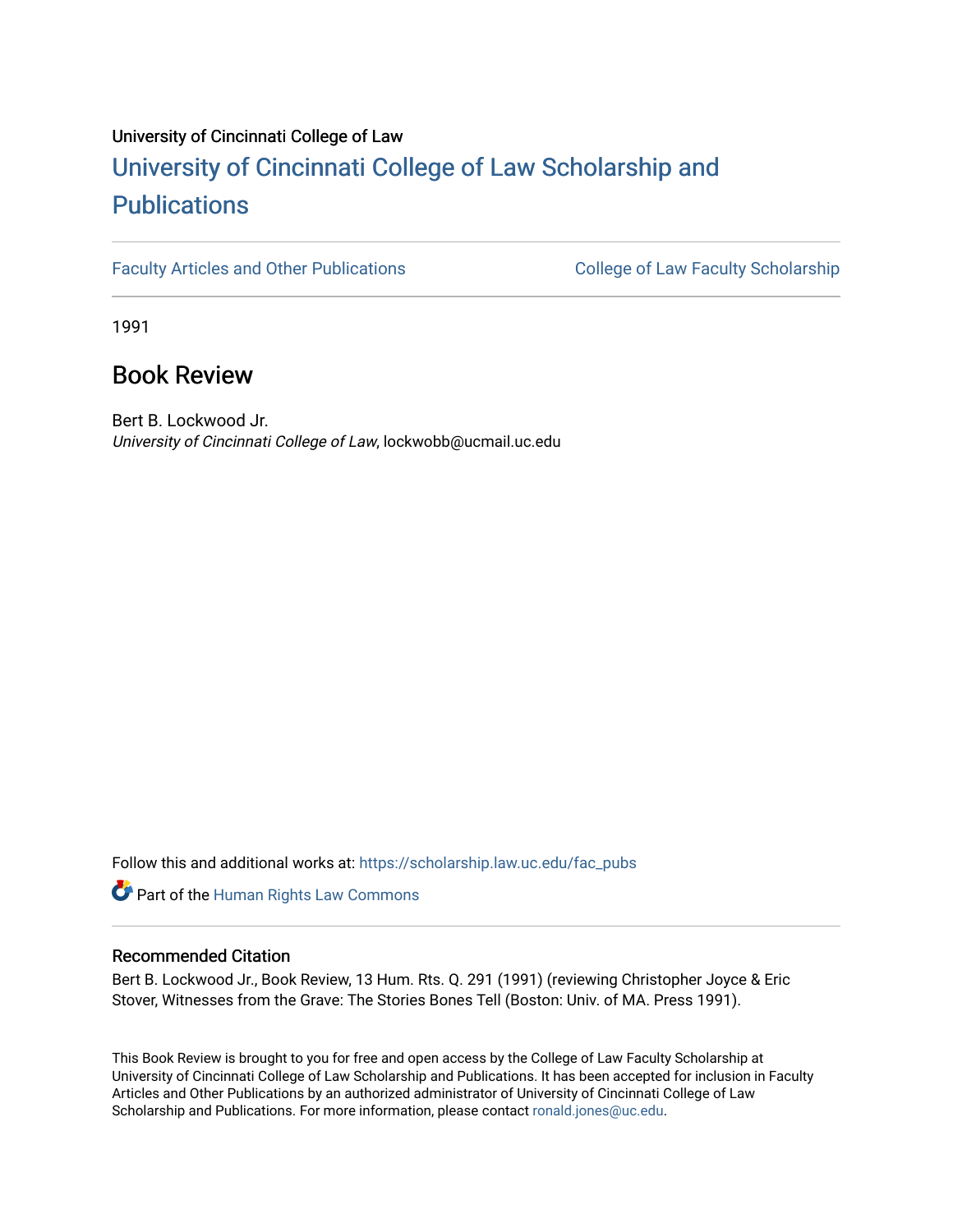University of Cincinnati College of Law

# University of Cincinnati College of Law Scholarship and Publications

Faculty Articles and Other Publications | College of Law Faculty Scholarship

1991

## Book Review

Bert B. Lockwood Jr.
*University of Cincinnati College of Law*, lockwobb@ucmail.uc.edu

Follow this and additional works at: https://scholarship.law.uc.edu/fac_pubs

Part of the Human Rights Law Commons

### Recommended Citation

Bert B. Lockwood Jr., Book Review, 13 Hum. Rts. Q. 291 (1991) (reviewing Christopher Joyce & Eric Stover, Witnesses from the Grave: The Stories Bones Tell (Boston: Univ. of MA. Press 1991).

This Book Review is brought to you for free and open access by the College of Law Faculty Scholarship at University of Cincinnati College of Law Scholarship and Publications. It has been accepted for inclusion in Faculty Articles and Other Publications by an authorized administrator of University of Cincinnati College of Law Scholarship and Publications. For more information, please contact ronald.jones@uc.edu.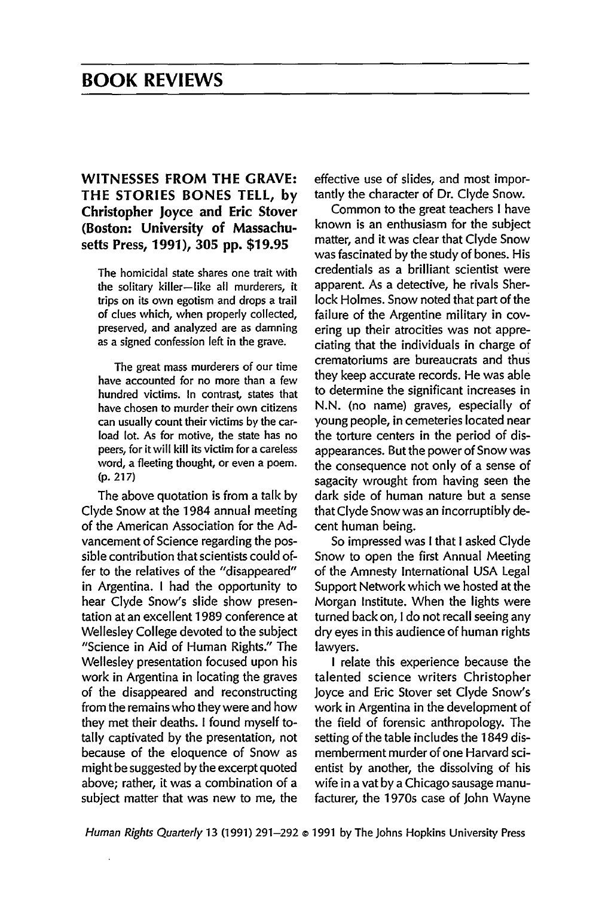## BOOK REVIEWS

### WITNESSES FROM THE GRAVE: THE STORIES BONES TELL, by Christopher Joyce and Eric Stover (Boston: University of Massachusetts Press, 1991), 305 pp. $19.95

> The homicidal state shares one trait with the solitary killer—like all murderers, it trips on its own egotism and drops a trail of clues which, when properly collected, preserved, and analyzed are as damning as a signed confession left in the grave.
>
> The great mass murderers of our time have accounted for no more than a few hundred victims. In contrast, states that have chosen to murder their own citizens can usually count their victims by the carload lot. As for motive, the state has no peers, for it will kill its victim for a careless word, a fleeting thought, or even a poem. (p. 217)

The above quotation is from a talk by Clyde Snow at the 1984 annual meeting of the American Association for the Advancement of Science regarding the possible contribution that scientists could offer to the relatives of the "disappeared" in Argentina. I had the opportunity to hear Clyde Snow's slide show presentation at an excellent 1989 conference at Wellesley College devoted to the subject "Science in Aid of Human Rights." The Wellesley presentation focused upon his work in Argentina in locating the graves of the disappeared and reconstructing from the remains who they were and how they met their deaths. I found myself totally captivated by the presentation, not because of the eloquence of Snow as might be suggested by the excerpt quoted above; rather, it was a combination of a subject matter that was new to me, the effective use of slides, and most importantly the character of Dr. Clyde Snow.

Common to the great teachers I have known is an enthusiasm for the subject matter, and it was clear that Clyde Snow was fascinated by the study of bones. His credentials as a brilliant scientist were apparent. As a detective, he rivals Sherlock Holmes. Snow noted that part of the failure of the Argentine military in covering up their atrocities was not appreciating that the individuals in charge of crematoriums are bureaucrats and thus they keep accurate records. He was able to determine the significant increases in N.N. (no name) graves, especially of young people, in cemeteries located near the torture centers in the period of disappearances. But the power of Snow was the consequence not only of a sense of sagacity wrought from having seen the dark side of human nature but a sense that Clyde Snow was an incorruptibly decent human being.

So impressed was I that I asked Clyde Snow to open the first Annual Meeting of the Amnesty International USA Legal Support Network which we hosted at the Morgan Institute. When the lights were turned back on, I do not recall seeing any dry eyes in this audience of human rights lawyers.

I relate this experience because the talented science writers Christopher Joyce and Eric Stover set Clyde Snow's work in Argentina in the development of the field of forensic anthropology. The setting of the table includes the 1849 dismemberment murder of one Harvard scientist by another, the dissolving of his wife in a vat by a Chicago sausage manufacturer, the 1970s case of John Wayne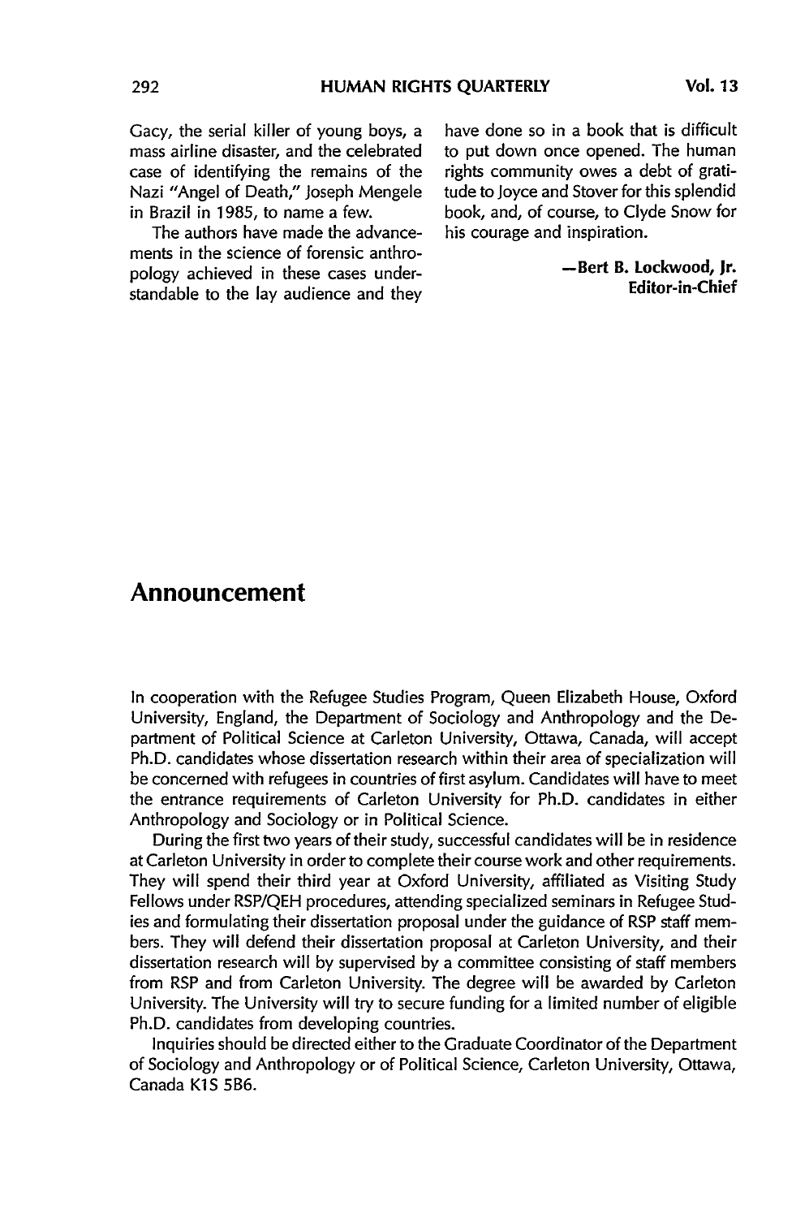Gacy, the serial killer of young boys, a mass airline disaster, and the celebrated case of identifying the remains of the Nazi "Angel of Death," Joseph Mengele in Brazil in 1985, to name a few.

The authors have made the advancements in the science of forensic anthropology achieved in these cases understandable to the lay audience and they have done so in a book that is difficult to put down once opened. The human rights community owes a debt of gratitude to Joyce and Stover for this splendid book, and, of course, to Clyde Snow for his courage and inspiration.

**—Bert B. Lockwood, Jr.**
**Editor-in-Chief**

# Announcement

In cooperation with the Refugee Studies Program, Queen Elizabeth House, Oxford University, England, the Department of Sociology and Anthropology and the Department of Political Science at Carleton University, Ottawa, Canada, will accept Ph.D. candidates whose dissertation research within their area of specialization will be concerned with refugees in countries of first asylum. Candidates will have to meet the entrance requirements of Carleton University for Ph.D. candidates in either Anthropology and Sociology or in Political Science.

During the first two years of their study, successful candidates will be in residence at Carleton University in order to complete their course work and other requirements. They will spend their third year at Oxford University, affiliated as Visiting Study Fellows under RSP/QEH procedures, attending specialized seminars in Refugee Studies and formulating their dissertation proposal under the guidance of RSP staff members. They will defend their dissertation proposal at Carleton University, and their dissertation research will by supervised by a committee consisting of staff members from RSP and from Carleton University. The degree will be awarded by Carleton University. The University will try to secure funding for a limited number of eligible Ph.D. candidates from developing countries.

Inquiries should be directed either to the Graduate Coordinator of the Department of Sociology and Anthropology or of Political Science, Carleton University, Ottawa, Canada K1S 5B6.